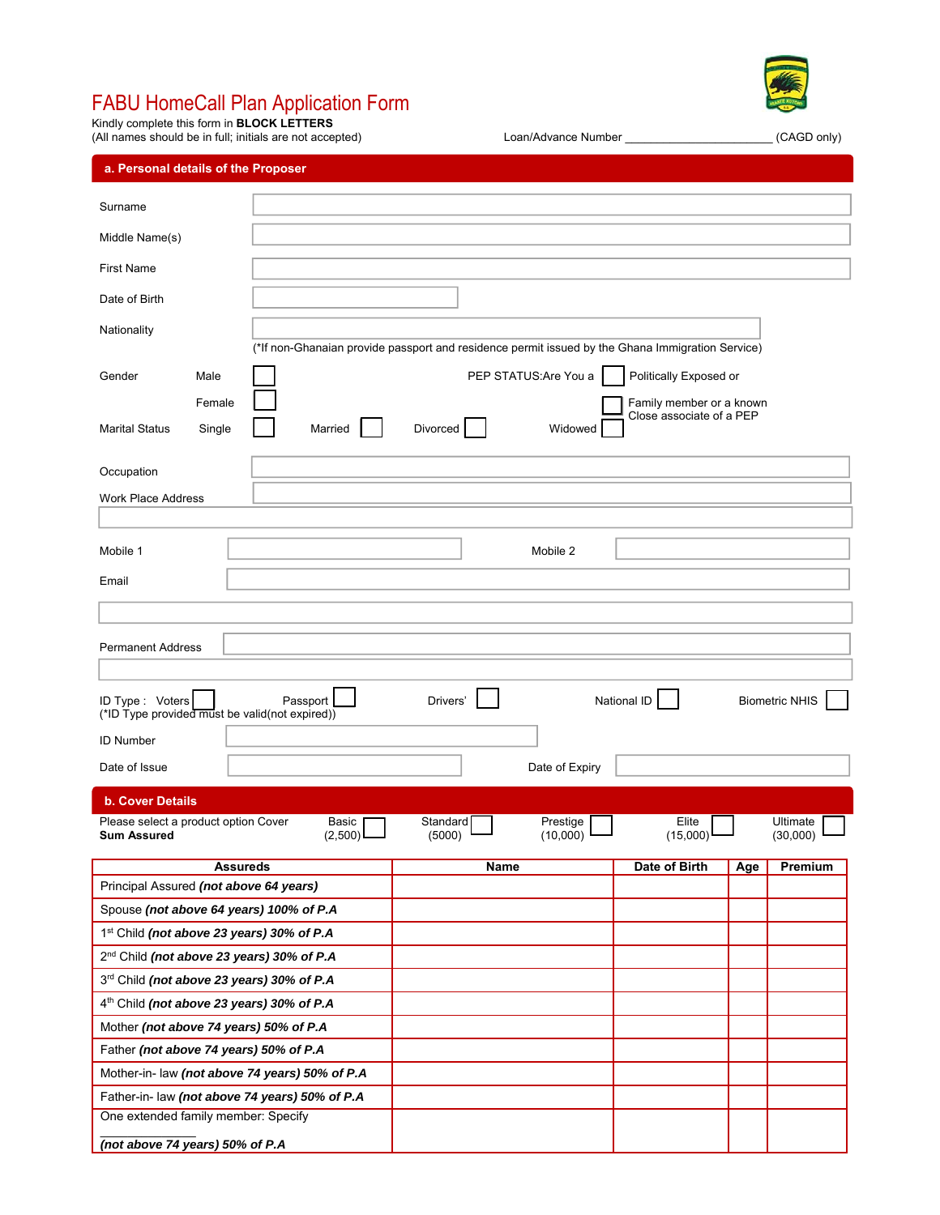# FABU HomeCall Plan Application Form

Kindly complete this form in **BLOCK LETTERS**
(All names should be in full; initials are not accepted)

Loan/Advance Number ______________________ (CAGD only)

## a. Personal details of the Proposer

Surname

Middle Name(s)

First Name

Date of Birth

Nationality

(*If non-Ghanaian provide passport and residence permit issued by the Ghana Immigration Service)

Gender Male ☐ Female ☐

PEP STATUS:Are You a ☐ Politically Exposed or ☐ Family member or a known Close associate of a PEP

Marital Status Single ☐ Married ☐ Divorced ☐ Widowed ☐

Occupation

Work Place Address

Mobile 1 Mobile 2

Email

Permanent Address

ID Type : Voters ☐ Passport ☐ Drivers' ☐ National ID ☐ Biometric NHIS ☐
(*ID Type provided must be valid(not expired))

ID Number

Date of Issue Date of Expiry

## b. Cover Details

Please select a product option Cover **Sum Assured**

Basic (2,500) ☐ Standard (5000) ☐ Prestige (10,000) ☐ Elite (15,000) ☐ Ultimate (30,000) ☐

| Assureds | Name | Date of Birth | Age | Premium |
|---|---|---|---|---|
| Principal Assured ***(not above 64 years)*** | | | | |
| Spouse ***(not above 64 years) 100% of P.A*** | | | | |
| 1st Child ***(not above 23 years) 30% of P.A*** | | | | |
| 2nd Child ***(not above 23 years) 30% of P.A*** | | | | |
| 3rd Child ***(not above 23 years) 30% of P.A*** | | | | |
| 4th Child ***(not above 23 years) 30% of P.A*** | | | | |
| Mother ***(not above 74 years) 50% of P.A*** | | | | |
| Father ***(not above 74 years) 50% of P.A*** | | | | |
| Mother-in- law ***(not above 74 years) 50% of P.A*** | | | | |
| Father-in- law ***(not above 74 years) 50% of P.A*** | | | | |
| One extended family member: Specify ____________ ***(not above 74 years) 50% of P.A*** | | | | |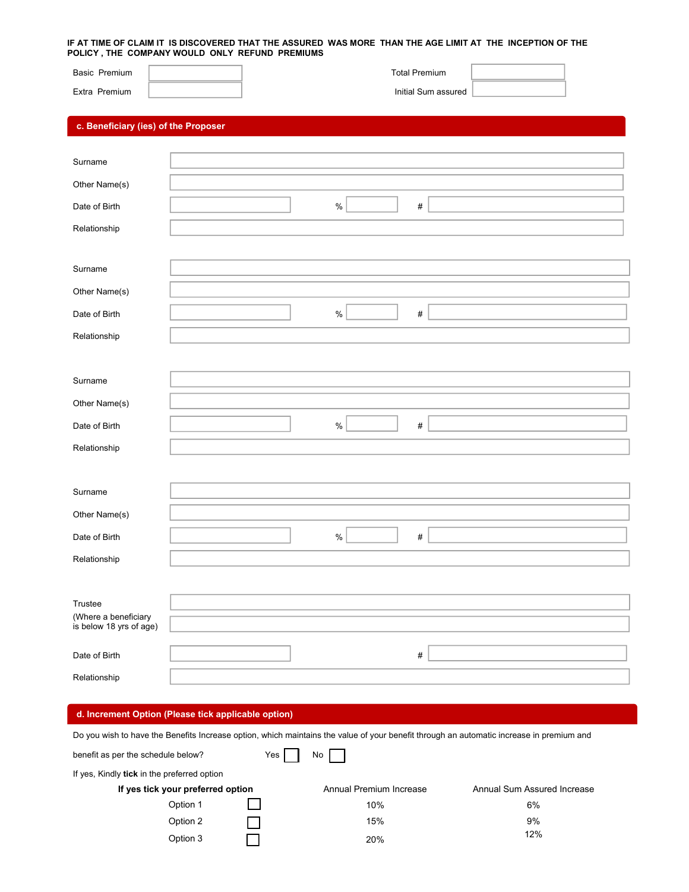**IF AT TIME OF CLAIM IT IS DISCOVERED THAT THE ASSURED WAS MORE THAN THE AGE LIMIT AT THE INCEPTION OF THE POLICY , THE COMPANY WOULD ONLY REFUND PREMIUMS**

| | | | |
|---|---|---|---|
| Basic Premium | | Total Premium | |
| Extra Premium | | Initial Sum assured | |

## c. Beneficiary (ies) of the Proposer

| | | | | | |
|---|---|---|---|---|---|
| Surname | | | | | |
| Other Name(s) | | | | | |
| Date of Birth | | % | | # | |
| Relationship | | | | | |

| | | | | | |
|---|---|---|---|---|---|
| Surname | | | | | |
| Other Name(s) | | | | | |
| Date of Birth | | % | | # | |
| Relationship | | | | | |

| | | | | | |
|---|---|---|---|---|---|
| Surname | | | | | |
| Other Name(s) | | | | | |
| Date of Birth | | % | | # | |
| Relationship | | | | | |

| | | | | | |
|---|---|---|---|---|---|
| Surname | | | | | |
| Other Name(s) | | | | | |
| Date of Birth | | % | | # | |
| Relationship | | | | | |

| | | | |
|---|---|---|---|
| Trustee (Where a beneficiary is below 18 yrs of age) | | | |
| Date of Birth | | # | |
| Relationship | | | |

## d. Increment Option (Please tick applicable option)

Do you wish to have the Benefits Increase option, which maintains the value of your benefit through an automatic increase in premium and benefit as per the schedule below? Yes ☐ No ☐

If yes, Kindly **tick** in the preferred option

| **If yes tick your preferred option** | | Annual Premium Increase | Annual Sum Assured Increase |
|---|---|---|---|
| Option 1 | ☐ | 10% | 6% |
| Option 2 | ☐ | 15% | 9% |
| Option 3 | ☐ | 20% | 12% |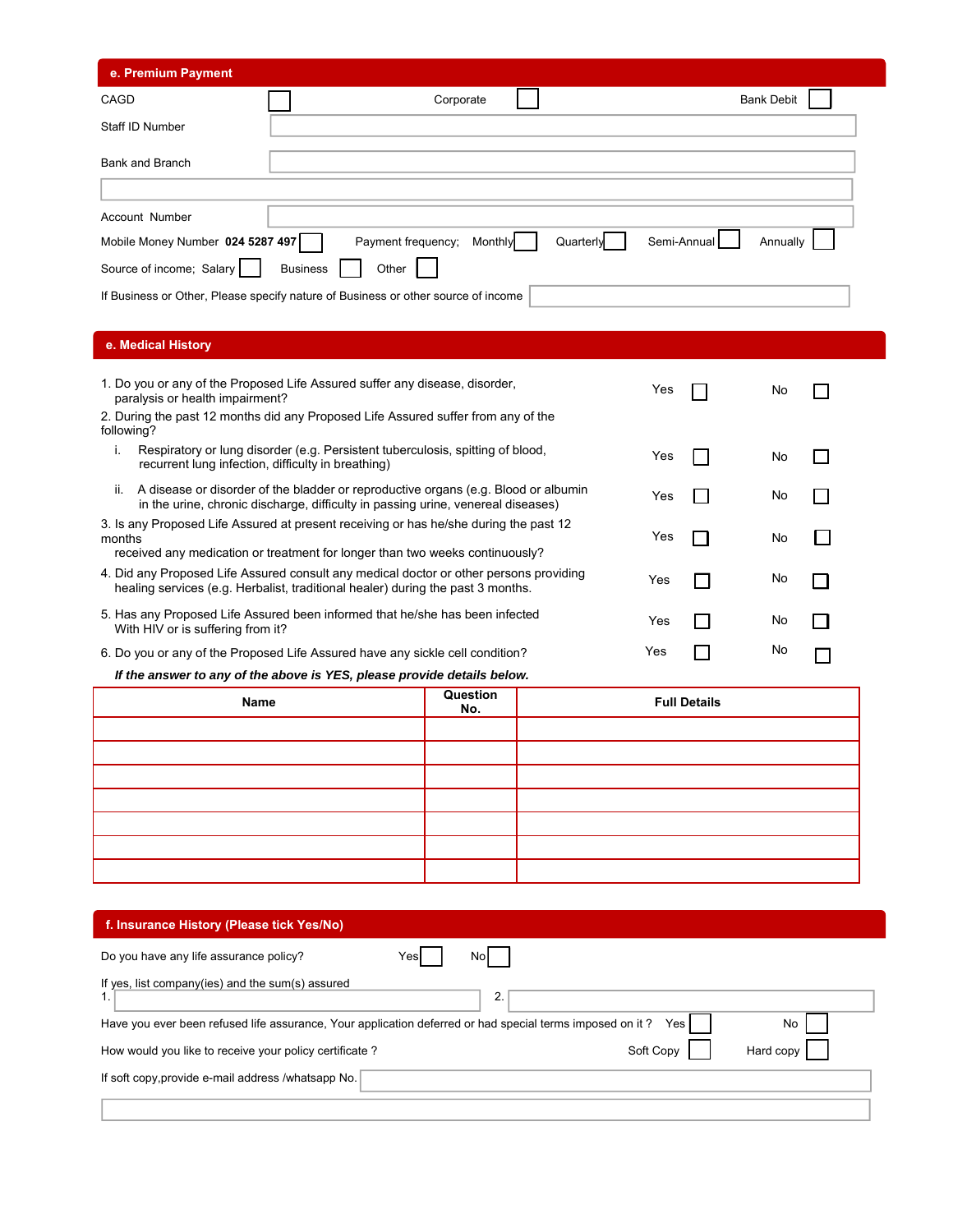## e. Premium Payment

CAGD ☐ Corporate ☐ Bank Debit ☐

Staff ID Number

Bank and Branch

Account Number

Mobile Money Number **024 5287 497** ☐ Payment frequency; Monthly ☐ Quarterly ☐ Semi-Annual ☐ Annually ☐

Source of income; Salary ☐ Business ☐ Other ☐

If Business or Other, Please specify nature of Business or other source of income

## e. Medical History

1. Do you or any of the Proposed Life Assured suffer any disease, disorder, paralysis or health impairment? Yes ☐ No ☐
2. During the past 12 months did any Proposed Life Assured suffer from any of the following?
   i. Respiratory or lung disorder (e.g. Persistent tuberculosis, spitting of blood, recurrent lung infection, difficulty in breathing) Yes ☐ No ☐
   ii. A disease or disorder of the bladder or reproductive organs (e.g. Blood or albumin in the urine, chronic discharge, difficulty in passing urine, venereal diseases) Yes ☐ No ☐
3. Is any Proposed Life Assured at present receiving or has he/she during the past 12 months received any medication or treatment for longer than two weeks continuously? Yes ☐ No ☐
4. Did any Proposed Life Assured consult any medical doctor or other persons providing healing services (e.g. Herbalist, traditional healer) during the past 3 months. Yes ☐ No ☐
5. Has any Proposed Life Assured been informed that he/she has been infected With HIV or is suffering from it? Yes ☐ No ☐
6. Do you or any of the Proposed Life Assured have any sickle cell condition? Yes ☐ No ☐

***If the answer to any of the above is YES, please provide details below.***

| Name | Question No. | Full Details |
|---|---|---|
| | | |
| | | |
| | | |
| | | |
| | | |
| | | |
| | | |

## f. Insurance History (Please tick Yes/No)

Do you have any life assurance policy? Yes ☐ No ☐

If yes, list company(ies) and the sum(s) assured
1. 2.

Have you ever been refused life assurance, Your application deferred or had special terms imposed on it ? Yes ☐ No ☐

How would you like to receive your policy certificate ? Soft Copy ☐ Hard copy ☐

If soft copy,provide e-mail address /whatsapp No.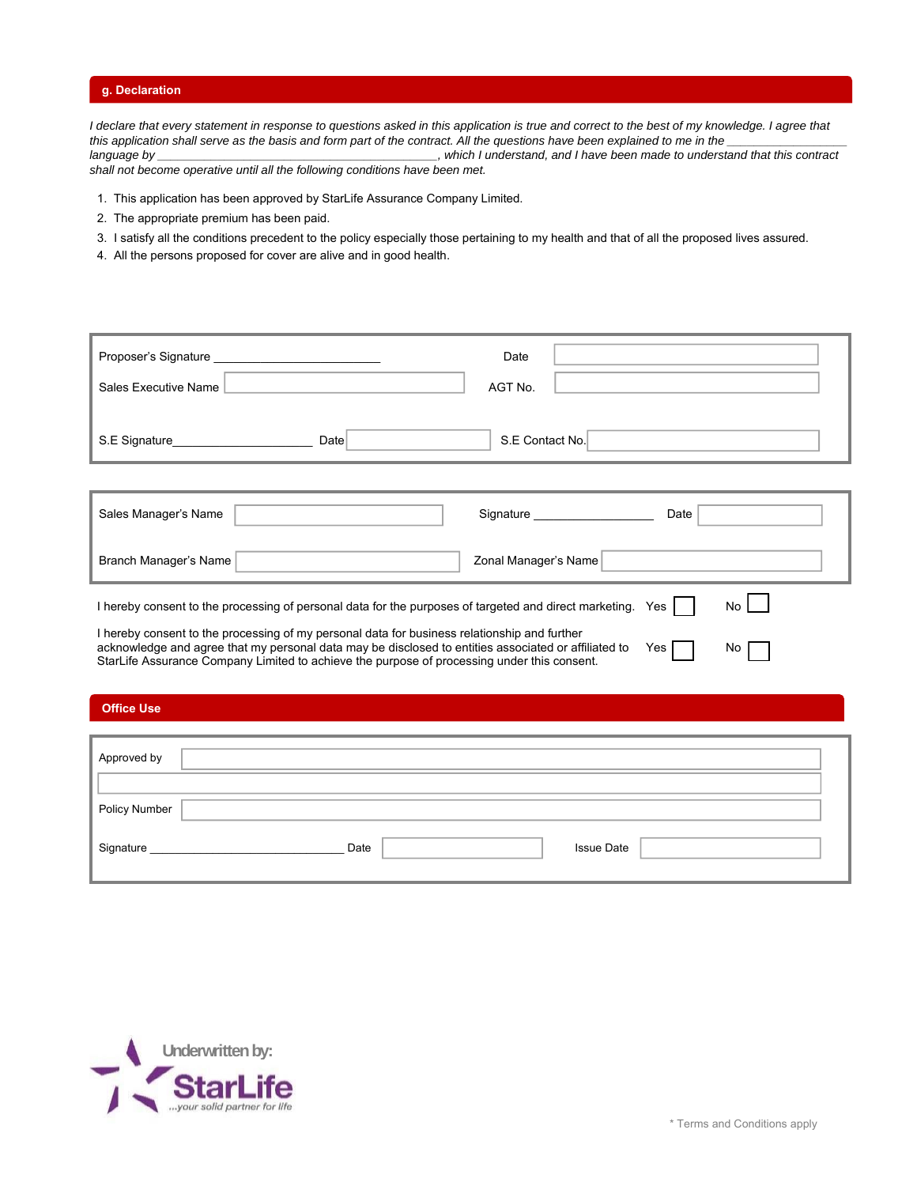## g. Declaration

*I declare that every statement in response to questions asked in this application is true and correct to the best of my knowledge. I agree that this application shall serve as the basis and form part of the contract. All the questions have been explained to me in the ________________ language by ________________________________________, which I understand, and I have been made to understand that this contract shall not become operative until all the following conditions have been met.*

1. This application has been approved by StarLife Assurance Company Limited.
2. The appropriate premium has been paid.
3. I satisfy all the conditions precedent to the policy especially those pertaining to my health and that of all the proposed lives assured.
4. All the persons proposed for cover are alive and in good health.

Proposer's Signature ________________________ Date

Sales Executive Name AGT No.

S.E Signature____________________ Date S.E Contact No.

Sales Manager's Name Signature _______________ Date

Branch Manager's Name Zonal Manager's Name

I hereby consent to the processing of personal data for the purposes of targeted and direct marketing. Yes ☐ No ☐

I hereby consent to the processing of my personal data for business relationship and further acknowledge and agree that my personal data may be disclosed to entities associated or affiliated to StarLife Assurance Company Limited to achieve the purpose of processing under this consent. Yes ☐ No ☐

## Office Use

Approved by

Policy Number

Signature ____________________________ Date Issue Date

Underwritten by:

StarLife

...your solid partner for life

* Terms and Conditions apply